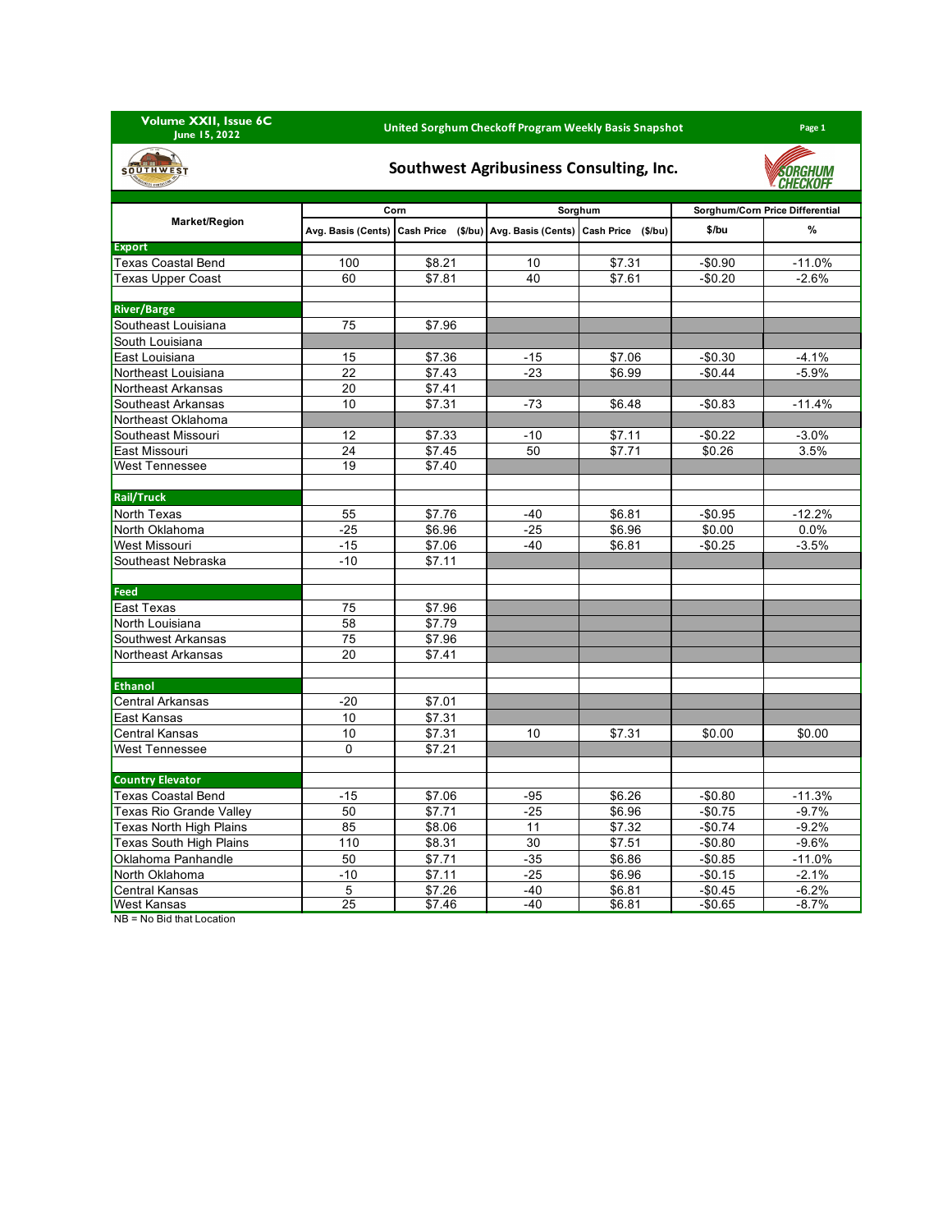Volume XXII, Issue 6C
June 15, 2022

United Sorghum Checkoff Program Weekly Basis Snapshot

## Southwest Agribusiness Consulting, Inc.

| Market/Region | Corn | | Sorghum | | Sorghum/Corn Price Differential | |
|---|---|---|---|---|---|---|
| | Avg. Basis (Cents) | Cash Price ($/bu) | Avg. Basis (Cents) | Cash Price ($/bu) | $/bu | % |
| **Export** | | | | | | |
| Texas Coastal Bend | 100 | $8.21 | 10 | $7.31 | -$0.90 | -11.0% |
| Texas Upper Coast | 60 | $7.81 | 40 | $7.61 | -$0.20 | -2.6% |
| **River/Barge** | | | | | | |
| Southeast Louisiana | 75 | $7.96 | | | | |
| South Louisiana | | | | | | |
| East Louisiana | 15 | $7.36 | -15 | $7.06 | -$0.30 | -4.1% |
| Northeast Louisiana | 22 | $7.43 | -23 | $6.99 | -$0.44 | -5.9% |
| Northeast Arkansas | 20 | $7.41 | | | | |
| Southeast Arkansas | 10 | $7.31 | -73 | $6.48 | -$0.83 | -11.4% |
| Northeast Oklahoma | | | | | | |
| Southeast Missouri | 12 | $7.33 | -10 | $7.11 | -$0.22 | -3.0% |
| East Missouri | 24 | $7.45 | 50 | $7.71 | $0.26 | 3.5% |
| West Tennessee | 19 | $7.40 | | | | |
| **Rail/Truck** | | | | | | |
| North Texas | 55 | $7.76 | -40 | $6.81 | -$0.95 | -12.2% |
| North Oklahoma | -25 | $6.96 | -25 | $6.96 | $0.00 | 0.0% |
| West Missouri | -15 | $7.06 | -40 | $6.81 | -$0.25 | -3.5% |
| Southeast Nebraska | -10 | $7.11 | | | | |
| **Feed** | | | | | | |
| East Texas | 75 | $7.96 | | | | |
| North Louisiana | 58 | $7.79 | | | | |
| Southwest Arkansas | 75 | $7.96 | | | | |
| Northeast Arkansas | 20 | $7.41 | | | | |
| **Ethanol** | | | | | | |
| Central Arkansas | -20 | $7.01 | | | | |
| East Kansas | 10 | $7.31 | | | | |
| Central Kansas | 10 | $7.31 | 10 | $7.31 | $0.00 | $0.00 |
| West Tennessee | 0 | $7.21 | | | | |
| **Country Elevator** | | | | | | |
| Texas Coastal Bend | -15 | $7.06 | -95 | $6.26 | -$0.80 | -11.3% |
| Texas Rio Grande Valley | 50 | $7.71 | -25 | $6.96 | -$0.75 | -9.7% |
| Texas North High Plains | 85 | $8.06 | 11 | $7.32 | -$0.74 | -9.2% |
| Texas South High Plains | 110 | $8.31 | 30 | $7.51 | -$0.80 | -9.6% |
| Oklahoma Panhandle | 50 | $7.71 | -35 | $6.86 | -$0.85 | -11.0% |
| North Oklahoma | -10 | $7.11 | -25 | $6.96 | -$0.15 | -2.1% |
| Central Kansas | 5 | $7.26 | -40 | $6.81 | -$0.45 | -6.2% |
| West Kansas | 25 | $7.46 | -40 | $6.81 | -$0.65 | -8.7% |

NB = No Bid that Location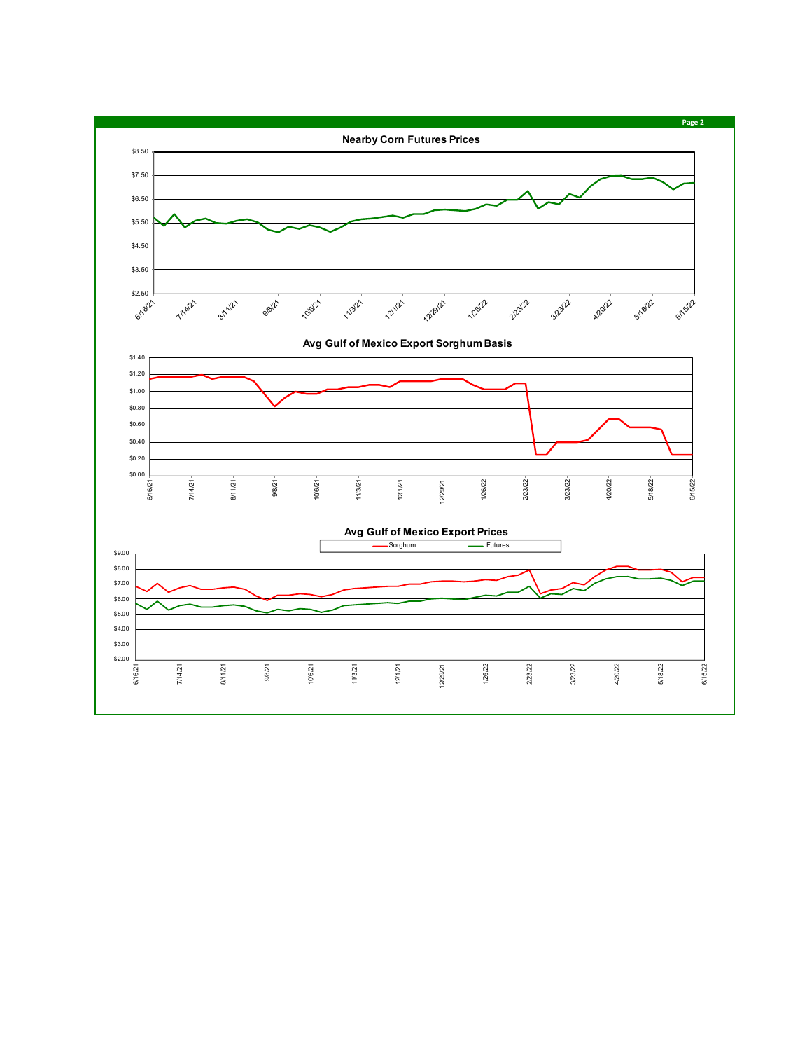## Nearby Corn Futures Prices

## Avg Gulf of Mexico Export Sorghum Basis

## Avg Gulf of Mexico Export Prices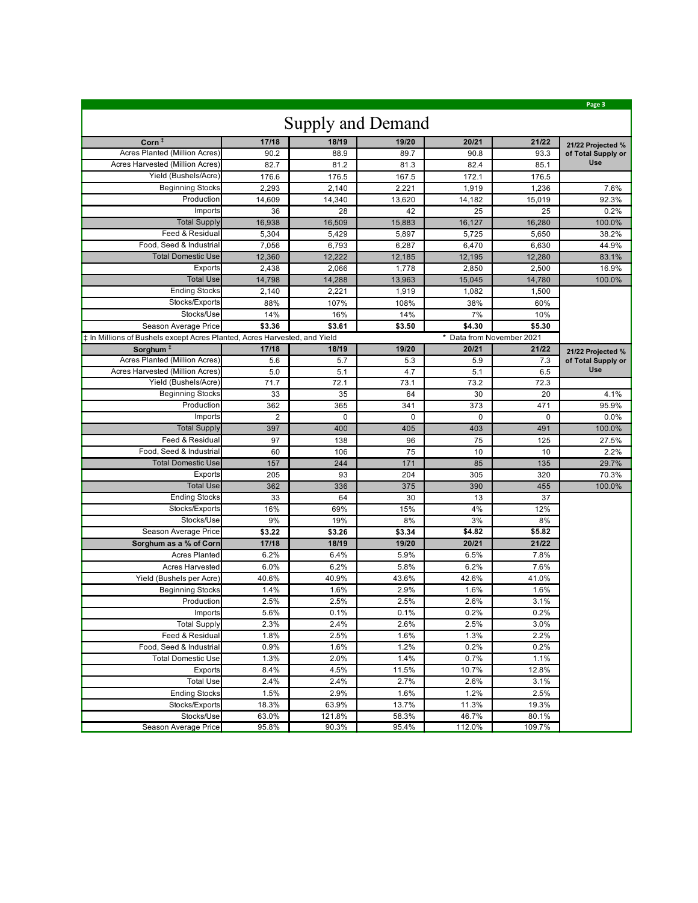# Supply and Demand

| Corn ‡ | 17/18 | 18/19 | 19/20 | 20/21 | 21/22 | 21/22 Projected % of Total Supply or Use |
|---|---|---|---|---|---|---|
| Acres Planted (Million Acres) | 90.2 | 88.9 | 89.7 | 90.8 | 93.3 | |
| Acres Harvested (Million Acres) | 82.7 | 81.2 | 81.3 | 82.4 | 85.1 | |
| Yield (Bushels/Acre) | 176.6 | 176.5 | 167.5 | 172.1 | 176.5 | |
| Beginning Stocks | 2,293 | 2,140 | 2,221 | 1,919 | 1,236 | 7.6% |
| Production | 14,609 | 14,340 | 13,620 | 14,182 | 15,019 | 92.3% |
| Imports | 36 | 28 | 42 | 25 | 25 | 0.2% |
| Total Supply | 16,938 | 16,509 | 15,883 | 16,127 | 16,280 | 100.0% |
| Feed & Residual | 5,304 | 5,429 | 5,897 | 5,725 | 5,650 | 38.2% |
| Food, Seed & Industrial | 7,056 | 6,793 | 6,287 | 6,470 | 6,630 | 44.9% |
| Total Domestic Use | 12,360 | 12,222 | 12,185 | 12,195 | 12,280 | 83.1% |
| Exports | 2,438 | 2,066 | 1,778 | 2,850 | 2,500 | 16.9% |
| Total Use | 14,798 | 14,288 | 13,963 | 15,045 | 14,780 | 100.0% |
| Ending Stocks | 2,140 | 2,221 | 1,919 | 1,082 | 1,500 | |
| Stocks/Exports | 88% | 107% | 108% | 38% | 60% | |
| Stocks/Use | 14% | 16% | 14% | 7% | 10% | |
| Season Average Price | **$3.36** | **$3.61** | **$3.50** | **$4.30** | **$5.30** | |

‡ In Millions of Bushels except Acres Planted, Acres Harvested, and Yield    * Data from November 2021

| Sorghum ‡ | 17/18 | 18/19 | 19/20 | 20/21 | 21/22 | 21/22 Projected % of Total Supply or Use |
|---|---|---|---|---|---|---|
| Acres Planted (Million Acres) | 5.6 | 5.7 | 5.3 | 5.9 | 7.3 | |
| Acres Harvested (Million Acres) | 5.0 | 5.1 | 4.7 | 5.1 | 6.5 | |
| Yield (Bushels/Acre) | 71.7 | 72.1 | 73.1 | 73.2 | 72.3 | |
| Beginning Stocks | 33 | 35 | 64 | 30 | 20 | 4.1% |
| Production | 362 | 365 | 341 | 373 | 471 | 95.9% |
| Imports | 2 | 0 | 0 | 0 | 0 | 0.0% |
| Total Supply | 397 | 400 | 405 | 403 | 491 | 100.0% |
| Feed & Residual | 97 | 138 | 96 | 75 | 125 | 27.5% |
| Food, Seed & Industrial | 60 | 106 | 75 | 10 | 10 | 2.2% |
| Total Domestic Use | 157 | 244 | 171 | 85 | 135 | 29.7% |
| Exports | 205 | 93 | 204 | 305 | 320 | 70.3% |
| Total Use | 362 | 336 | 375 | 390 | 455 | 100.0% |
| Ending Stocks | 33 | 64 | 30 | 13 | 37 | |
| Stocks/Exports | 16% | 69% | 15% | 4% | 12% | |
| Stocks/Use | 9% | 19% | 8% | 3% | 8% | |
| Season Average Price | **$3.22** | **$3.26** | **$3.34** | **$4.82** | **$5.82** | |

| Sorghum as a % of Corn | 17/18 | 18/19 | 19/20 | 20/21 | 21/22 |
|---|---|---|---|---|---|
| Acres Planted | 6.2% | 6.4% | 5.9% | 6.5% | 7.8% |
| Acres Harvested | 6.0% | 6.2% | 5.8% | 6.2% | 7.6% |
| Yield (Bushels per Acre) | 40.6% | 40.9% | 43.6% | 42.6% | 41.0% |
| Beginning Stocks | 1.4% | 1.6% | 2.9% | 1.6% | 1.6% |
| Production | 2.5% | 2.5% | 2.5% | 2.6% | 3.1% |
| Imports | 5.6% | 0.1% | 0.1% | 0.2% | 0.2% |
| Total Supply | 2.3% | 2.4% | 2.6% | 2.5% | 3.0% |
| Feed & Residual | 1.8% | 2.5% | 1.6% | 1.3% | 2.2% |
| Food, Seed & Industrial | 0.9% | 1.6% | 1.2% | 0.2% | 0.2% |
| Total Domestic Use | 1.3% | 2.0% | 1.4% | 0.7% | 1.1% |
| Exports | 8.4% | 4.5% | 11.5% | 10.7% | 12.8% |
| Total Use | 2.4% | 2.4% | 2.7% | 2.6% | 3.1% |
| Ending Stocks | 1.5% | 2.9% | 1.6% | 1.2% | 2.5% |
| Stocks/Exports | 18.3% | 63.9% | 13.7% | 11.3% | 19.3% |
| Stocks/Use | 63.0% | 121.8% | 58.3% | 46.7% | 80.1% |
| Season Average Price | 95.8% | 90.3% | 95.4% | 112.0% | 109.7% |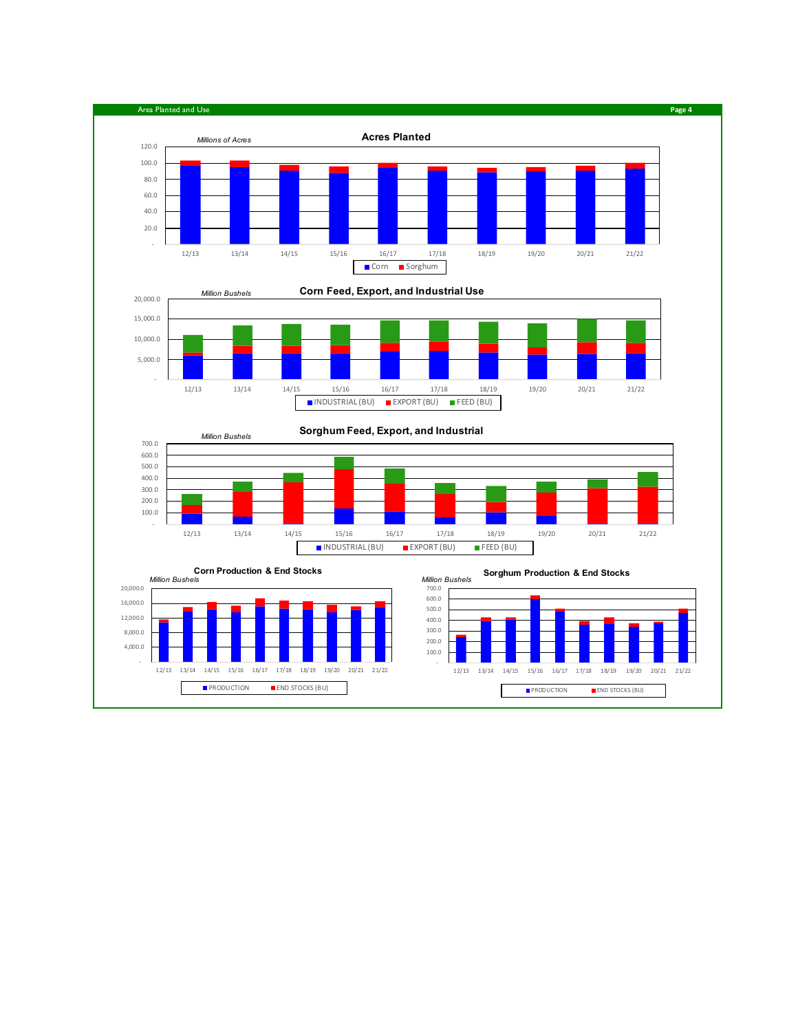## Area Planted and Use

### Acres Planted

*Millions of Acres*

Legend: Corn, Sorghum

Y-axis: -, 20.0, 40.0, 60.0, 80.0, 100.0, 120.0

X-axis: 12/13, 13/14, 14/15, 15/16, 16/17, 17/18, 18/19, 19/20, 20/21, 21/22

### Corn Feed, Export, and Industrial Use

*Million Bushels*

Legend: INDUSTRIAL (BU), EXPORT (BU), FEED (BU)

Y-axis: -, 5,000.0, 10,000.0, 15,000.0, 20,000.0

X-axis: 12/13, 13/14, 14/15, 15/16, 16/17, 17/18, 18/19, 19/20, 20/21, 21/22

### Sorghum Feed, Export, and Industrial

*Million Bushels*

Legend: INDUSTRIAL (BU), EXPORT (BU), FEED (BU)

Y-axis: -, 100.0, 200.0, 300.0, 400.0, 500.0, 600.0, 700.0

X-axis: 12/13, 13/14, 14/15, 15/16, 16/17, 17/18, 18/19, 19/20, 20/21, 21/22

### Corn Production & End Stocks

*Million Bushels*

Legend: PRODUCTION, END STOCKS (BU)

Y-axis: -, 4,000.0, 8,000.0, 12000.0, 16000.0, 20,000.0

X-axis: 12/13, 13/14, 14/15, 15/16, 16/17, 17/18, 18/19, 19/20, 20/21, 21/22

### Sorghum Production & End Stocks

*Million Bushels*

Legend: PRODUCTION, END STOCKS (BU)

Y-axis: -, 100.0, 200.0, 300.0, 400.0, 500.0, 600.0, 700.0

X-axis: 12/13, 13/14, 14/15, 15/16, 16/17, 17/18, 18/19, 19/20, 20/21, 21/22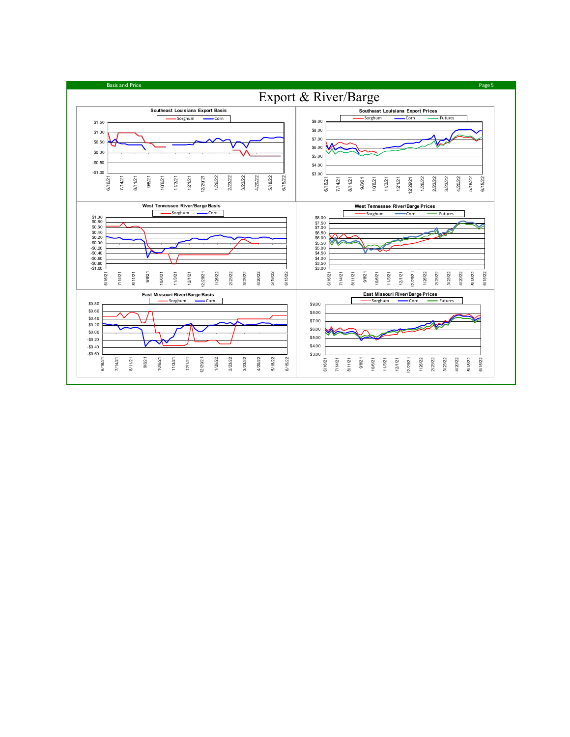# Export & River/Barge

### Southeast Louisiana Export Basis

Sorghum | Corn

$1.50, $1.00, $0.50, $0.00, -$0.50, -$1.00

6/16/21, 7/14/21, 8/11/21, 9/8/21, 10/6/21, 11/3/21, 12/1/21, 12/29/21, 1/26/22, 2/23/22, 3/23/22, 4/20/22, 5/18/22, 6/15/22

### Southeast Louisiana Export Prices

Sorghum | Corn | Futures

$9.00, $8.00, $7.00, $6.00, $5.00, $4.00, $3.00

6/16/21, 7/14/21, 8/11/21, 9/8/21, 10/6/21, 11/3/21, 12/1/21, 12/29/21, 1/26/22, 2/23/22, 3/23/22, 4/20/22, 5/18/22, 6/15/22

### West Tennessee River/Barge Basis

Sorghum | Corn

$1.00, $0.80, $0.60, $0.40, $0.20, $0.00, -$0.20, -$0.40, -$0.60, -$0.80, -$1.00

6/16/21, 7/14/21, 8/11/21, 9/8/21, 10/6/21, 11/3/21, 12/1/21, 12/29/21, 1/26/22, 2/23/22, 3/23/22, 4/20/22, 5/18/22, 6/15/22

### West Tennessee River/Barge Prices

Sorghum | Corn | Futures

$8.00, $7.50, $7.00, $6.50, $6.00, $5.50, $5.00, $4.50, $4.00, $3.50, $3.00

6/16/21, 7/14/21, 8/11/21, 9/8/21, 10/6/21, 11/3/21, 12/1/21, 12/29/21, 1/26/22, 2/23/22, 3/23/22, 4/20/22, 5/18/22, 6/15/22

### East Missouri River/Barge Basis

Sorghum | Corn

$0.80, $0.60, $0.40, $0.20, $0.00, -$0.20, -$0.40, -$0.60

6/16/21, 7/14/21, 8/11/21, 9/8/21, 10/6/21, 11/3/21, 12/1/21, 12/29/21, 1/26/22, 2/23/22, 3/23/22, 4/20/22, 5/18/22, 6/15/22

### East Missouri River/Barge Prices

Sorghum | Corn | Futures

$9.00, $8.00, $7.00, $6.00, $5.00, $4.00, $3.00

6/16/21, 7/14/21, 8/11/21, 9/8/21, 10/6/21, 11/3/21, 12/1/21, 12/29/21, 1/26/22, 2/23/22, 3/23/22, 4/20/22, 5/18/22, 6/15/22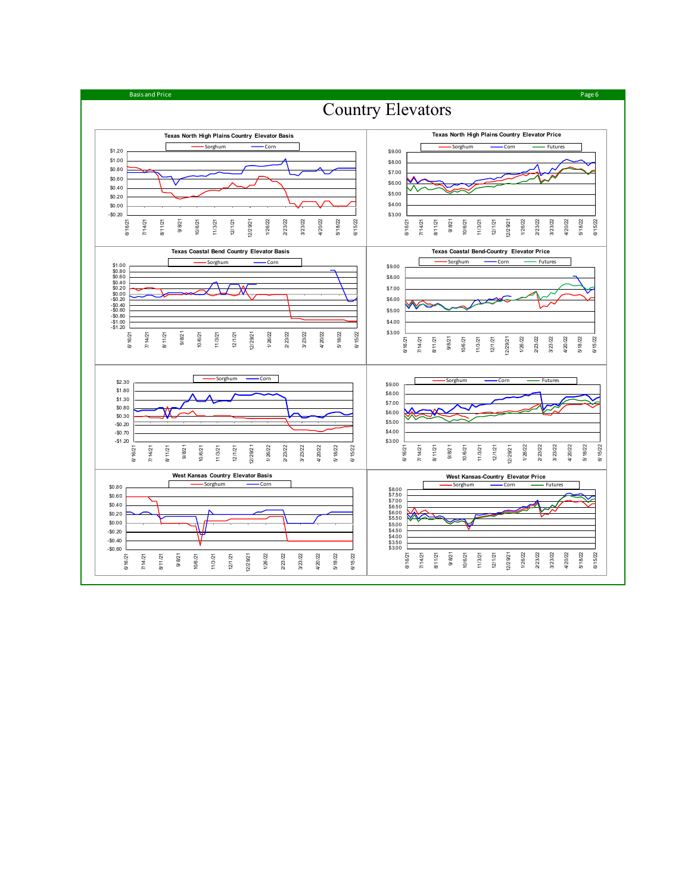# Country Elevators

**Texas North High Plains Country Elevator Basis**

Sorghum — Corn

$1.20
$1.00
$0.80
$0.60
$0.40
$0.20
$0.00
-$0.20

6/16/21 7/14/21 8/11/21 9/8/21 10/6/21 11/3/21 12/1/21 12/29/21 1/26/22 2/23/22 3/23/22 4/20/22 5/18/22 6/15/22

**Texas North High Plains Country Elevator Price**

Sorghum — Corn — Futures

$9.00
$8.00
$7.00
$6.00
$5.00
$4.00
$3.00

6/16/21 7/14/21 8/11/21 9/8/21 10/6/21 11/3/21 12/1/21 12/29/21 1/26/22 2/23/22 3/23/22 4/20/22 5/18/22 6/15/22

**Texas Coastal Bend Country Elevator Basis**

Sorghum — Corn

$1.00
$0.80
$0.60
$0.40
$0.20
$0.00
-$0.20
-$0.40
-$0.60
-$0.80
-$1.00
-$1.20

6/16/21 7/14/21 8/11/21 9/8/21 10/6/21 11/3/21 12/1/21 12/29/21 1/26/22 2/23/22 3/23/22 4/20/22 5/18/22 6/15/22

**Texas Coastal Bend-Country Elevator Price**

Sorghum — Corn — Futures

$9.00
$8.00
$7.00
$6.00
$5.00
$4.00
$3.00

6/16/21 7/14/21 8/11/21 9/8/21 10/6/21 11/3/21 12/1/21 12/29/21 1/26/22 2/23/22 3/23/22 4/20/22 5/18/22 6/15/22

Sorghum — Corn

$2.30
$1.80
$1.30
$0.80
$0.30
-$0.20
-$0.70
-$1.20

6/16/21 7/14/21 8/11/21 9/8/21 10/6/21 11/3/21 12/1/21 12/29/21 1/26/22 2/23/22 3/23/22 4/20/22 5/18/22 6/15/22

Sorghum — Corn — Futures

$9.00
$8.00
$7.00
$6.00
$5.00
$4.00
$3.00

6/16/21 7/14/21 8/11/21 9/8/21 10/6/21 11/3/21 12/1/21 12/29/21 1/26/22 2/23/22 3/23/22 4/20/22 5/18/22 6/15/22

**West Kansas Country Elevator Basis**

Sorghum — Corn

$0.80
$0.60
$0.40
$0.20
$0.00
-$0.20
-$0.40
-$0.60

6/16/21 7/14/21 8/11/21 9/8/21 10/6/21 11/3/21 12/1/21 12/29/21 1/26/22 2/23/22 3/23/22 4/20/22 5/18/22 6/15/22

**West Kansas-Country Elevator Price**

Sorghum — Corn — Futures

$8.00
$7.50
$7.00
$6.50
$6.00
$5.50
$5.00
$4.50
$4.00
$3.50
$3.00

6/16/21 7/14/21 8/11/21 9/8/21 10/6/21 11/3/21 12/1/21 12/29/21 1/26/22 2/23/22 3/23/22 4/20/22 5/18/22 6/15/22